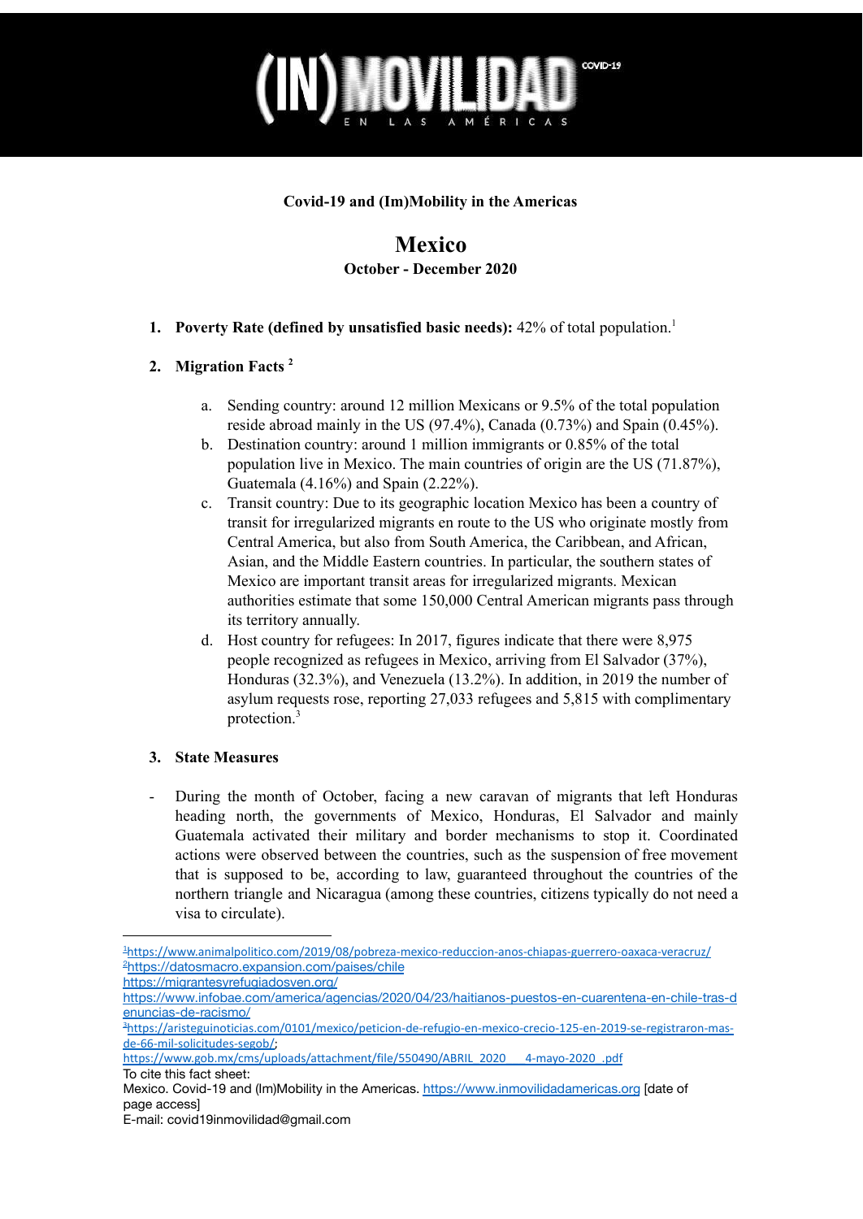# (IN)MOVILIDAD EN LAS AMÉRICAS COVID-19

**Covid-19 and (Im)Mobility in the Americas**

## Mexico

**October - December 2020**

1. **Poverty Rate (defined by unsatisfied basic needs):** 42% of total population.[1]

2. **Migration Facts** [2]

   a. Sending country: around 12 million Mexicans or 9.5% of the total population reside abroad mainly in the US (97.4%), Canada (0.73%) and Spain (0.45%).

   b. Destination country: around 1 million immigrants or 0.85% of the total population live in Mexico. The main countries of origin are the US (71.87%), Guatemala (4.16%) and Spain (2.22%).

   c. Transit country: Due to its geographic location Mexico has been a country of transit for irregularized migrants en route to the US who originate mostly from Central America, but also from South America, the Caribbean, and African, Asian, and the Middle Eastern countries. In particular, the southern states of Mexico are important transit areas for irregularized migrants. Mexican authorities estimate that some 150,000 Central American migrants pass through its territory annually.

   d. Host country for refugees: In 2017, figures indicate that there were 8,975 people recognized as refugees in Mexico, arriving from El Salvador (37%), Honduras (32.3%), and Venezuela (13.2%). In addition, in 2019 the number of asylum requests rose, reporting 27,033 refugees and 5,815 with complimentary protection.[3]

3. **State Measures**

- During the month of October, facing a new caravan of migrants that left Honduras heading north, the governments of Mexico, Honduras, El Salvador and mainly Guatemala activated their military and border mechanisms to stop it. Coordinated actions were observed between the countries, such as the suspension of free movement that is supposed to be, according to law, guaranteed throughout the countries of the northern triangle and Nicaragua (among these countries, citizens typically do not need a visa to circulate).

---

[1] https://www.animalpolitico.com/2019/08/pobreza-mexico-reduccion-anos-chiapas-guerrero-oaxaca-veracruz/

[2] https://datosmacro.expansion.com/paises/chile
https://migrantesyrefugiadosven.org/
https://www.infobae.com/america/agencias/2020/04/23/haitianos-puestos-en-cuarentena-en-chile-tras-denuncias-de-racismo/

[3] https://aristeguinoticias.com/0101/mexico/peticion-de-refugio-en-mexico-crecio-125-en-2019-se-registraron-mas-de-66-mil-solicitudes-segob/;
https://www.gob.mx/cms/uploads/attachment/file/550490/ABRIL_2020___4-mayo-2020_.pdf

To cite this fact sheet:
Mexico. Covid-19 and (Im)Mobility in the Americas. https://www.inmovilidadamericas.org [date of page access]
E-mail: covid19inmovilidad@gmail.com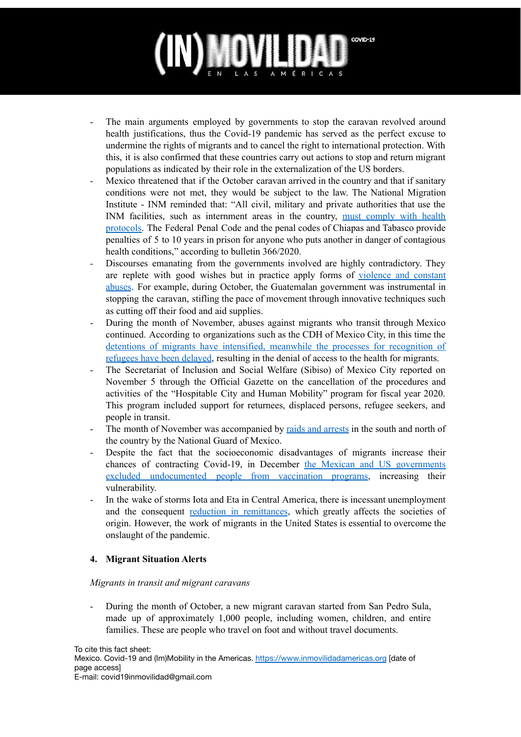- The main arguments employed by governments to stop the caravan revolved around health justifications, thus the Covid-19 pandemic has served as the perfect excuse to undermine the rights of migrants and to cancel the right to international protection. With this, it is also confirmed that these countries carry out actions to stop and return migrant populations as indicated by their role in the externalization of the US borders.
- Mexico threatened that if the October caravan arrived in the country and that if sanitary conditions were not met, they would be subject to the law. The National Migration Institute - INM reminded that: "All civil, military and private authorities that use the INM facilities, such as internment areas in the country, must comply with health protocols. The Federal Penal Code and the penal codes of Chiapas and Tabasco provide penalties of 5 to 10 years in prison for anyone who puts another in danger of contagious health conditions," according to bulletin 366/2020.
- Discourses emanating from the governments involved are highly contradictory. They are replete with good wishes but in practice apply forms of violence and constant abuses. For example, during October, the Guatemalan government was instrumental in stopping the caravan, stifling the pace of movement through innovative techniques such as cutting off their food and aid supplies.
- During the month of November, abuses against migrants who transit through Mexico continued. According to organizations such as the CDH of Mexico City, in this time the detentions of migrants have intensified, meanwhile the processes for recognition of refugees have been delayed, resulting in the denial of access to the health for migrants.
- The Secretariat of Inclusion and Social Welfare (Sibiso) of Mexico City reported on November 5 through the Official Gazette on the cancellation of the procedures and activities of the "Hospitable City and Human Mobility" program for fiscal year 2020. This program included support for returnees, displaced persons, refugee seekers, and people in transit.
- The month of November was accompanied by raids and arrests in the south and north of the country by the National Guard of Mexico.
- Despite the fact that the socioeconomic disadvantages of migrants increase their chances of contracting Covid-19, in December the Mexican and US governments excluded undocumented people from vaccination programs, increasing their vulnerability.
- In the wake of storms Iota and Eta in Central America, there is incessant unemployment and the consequent reduction in remittances, which greatly affects the societies of origin. However, the work of migrants in the United States is essential to overcome the onslaught of the pandemic.

### 4. Migrant Situation Alerts

*Migrants in transit and migrant caravans*

- During the month of October, a new migrant caravan started from San Pedro Sula, made up of approximately 1,000 people, including women, children, and entire families. These are people who travel on foot and without travel documents.

To cite this fact sheet:
Mexico. Covid-19 and (Im)Mobility in the Americas. https://www.inmovilidadamericas.org [date of page access]
E-mail: covid19inmovilidad@gmail.com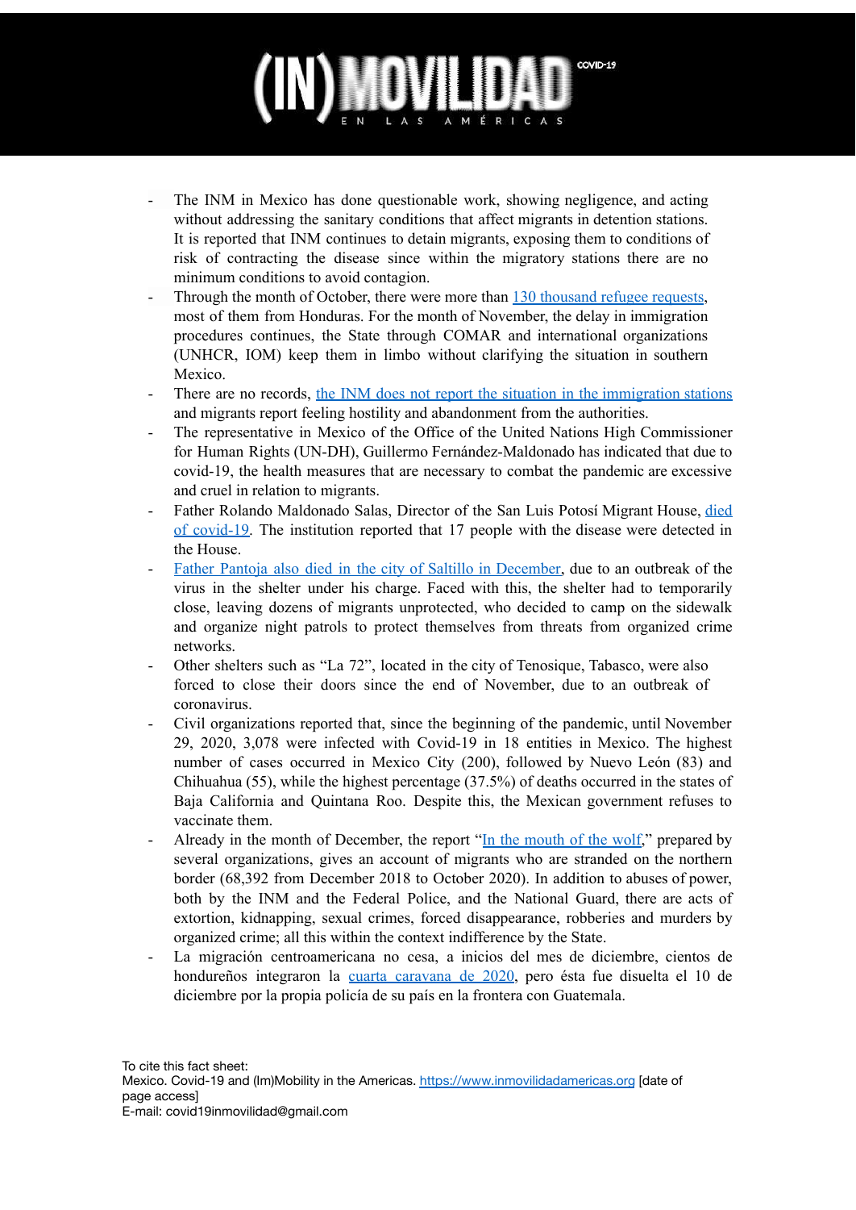- The INM in Mexico has done questionable work, showing negligence, and acting without addressing the sanitary conditions that affect migrants in detention stations. It is reported that INM continues to detain migrants, exposing them to conditions of risk of contracting the disease since within the migratory stations there are no minimum conditions to avoid contagion.
- Through the month of October, there were more than 130 thousand refugee requests, most of them from Honduras. For the month of November, the delay in immigration procedures continues, the State through COMAR and international organizations (UNHCR, IOM) keep them in limbo without clarifying the situation in southern Mexico.
- There are no records, the INM does not report the situation in the immigration stations and migrants report feeling hostility and abandonment from the authorities.
- The representative in Mexico of the Office of the United Nations High Commissioner for Human Rights (UN-DH), Guillermo Fernández-Maldonado has indicated that due to covid-19, the health measures that are necessary to combat the pandemic are excessive and cruel in relation to migrants.
- Father Rolando Maldonado Salas, Director of the San Luis Potosí Migrant House, died of covid-19. The institution reported that 17 people with the disease were detected in the House.
- Father Pantoja also died in the city of Saltillo in December, due to an outbreak of the virus in the shelter under his charge. Faced with this, the shelter had to temporarily close, leaving dozens of migrants unprotected, who decided to camp on the sidewalk and organize night patrols to protect themselves from threats from organized crime networks.
- Other shelters such as "La 72", located in the city of Tenosique, Tabasco, were also forced to close their doors since the end of November, due to an outbreak of coronavirus.
- Civil organizations reported that, since the beginning of the pandemic, until November 29, 2020, 3,078 were infected with Covid-19 in 18 entities in Mexico. The highest number of cases occurred in Mexico City (200), followed by Nuevo León (83) and Chihuahua (55), while the highest percentage (37.5%) of deaths occurred in the states of Baja California and Quintana Roo. Despite this, the Mexican government refuses to vaccinate them.
- Already in the month of December, the report "In the mouth of the wolf," prepared by several organizations, gives an account of migrants who are stranded on the northern border (68,392 from December 2018 to October 2020). In addition to abuses of power, both by the INM and the Federal Police, and the National Guard, there are acts of extortion, kidnapping, sexual crimes, forced disappearance, robberies and murders by organized crime; all this within the context indifference by the State.
- La migración centroamericana no cesa, a inicios del mes de diciembre, cientos de hondureños integraron la cuarta caravana de 2020, pero ésta fue disuelta el 10 de diciembre por la propia policía de su país en la frontera con Guatemala.

To cite this fact sheet:
Mexico. Covid-19 and (Im)Mobility in the Americas. https://www.inmovilidadamericas.org [date of page access]
E-mail: covid19inmovilidad@gmail.com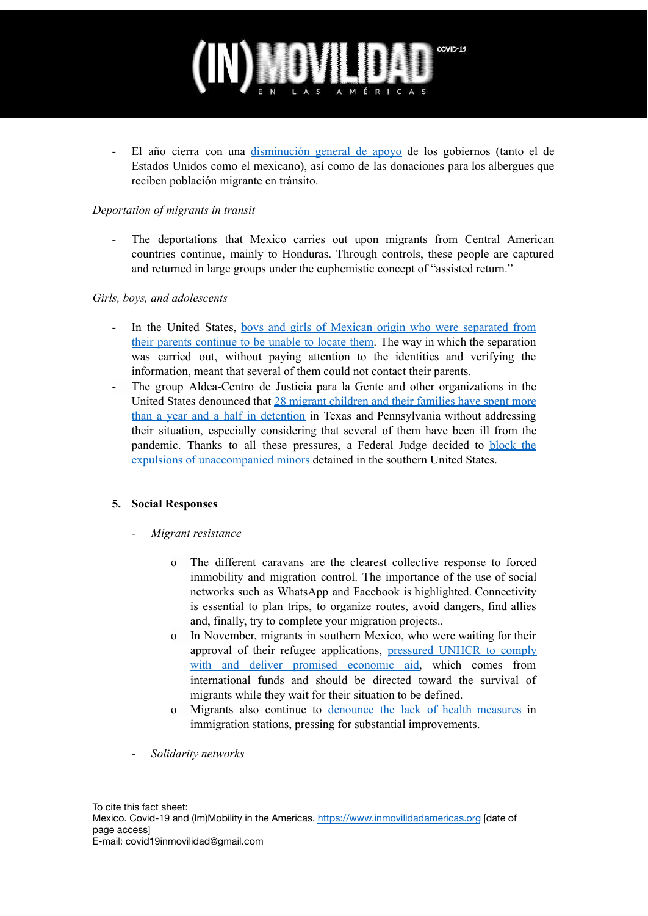- El año cierra con una disminución general de apoyo de los gobiernos (tanto el de Estados Unidos como el mexicano), así como de las donaciones para los albergues que reciben población migrante en tránsito.

*Deportation of migrants in transit*

- The deportations that Mexico carries out upon migrants from Central American countries continue, mainly to Honduras. Through controls, these people are captured and returned in large groups under the euphemistic concept of "assisted return."

*Girls, boys, and adolescents*

- In the United States, boys and girls of Mexican origin who were separated from their parents continue to be unable to locate them. The way in which the separation was carried out, without paying attention to the identities and verifying the information, meant that several of them could not contact their parents.
- The group Aldea-Centro de Justicia para la Gente and other organizations in the United States denounced that 28 migrant children and their families have spent more than a year and a half in detention in Texas and Pennsylvania without addressing their situation, especially considering that several of them have been ill from the pandemic. Thanks to all these pressures, a Federal Judge decided to block the expulsions of unaccompanied minors detained in the southern United States.

5. **Social Responses**

- *Migrant resistance*
  - The different caravans are the clearest collective response to forced immobility and migration control. The importance of the use of social networks such as WhatsApp and Facebook is highlighted. Connectivity is essential to plan trips, to organize routes, avoid dangers, find allies and, finally, try to complete your migration projects..
  - In November, migrants in southern Mexico, who were waiting for their approval of their refugee applications, pressured UNHCR to comply with and deliver promised economic aid, which comes from international funds and should be directed toward the survival of migrants while they wait for their situation to be defined.
  - Migrants also continue to denounce the lack of health measures in immigration stations, pressing for substantial improvements.
- *Solidarity networks*

To cite this fact sheet:
Mexico. Covid-19 and (Im)Mobility in the Americas. https://www.inmovilidadamericas.org [date of page access]
E-mail: covid19inmovilidad@gmail.com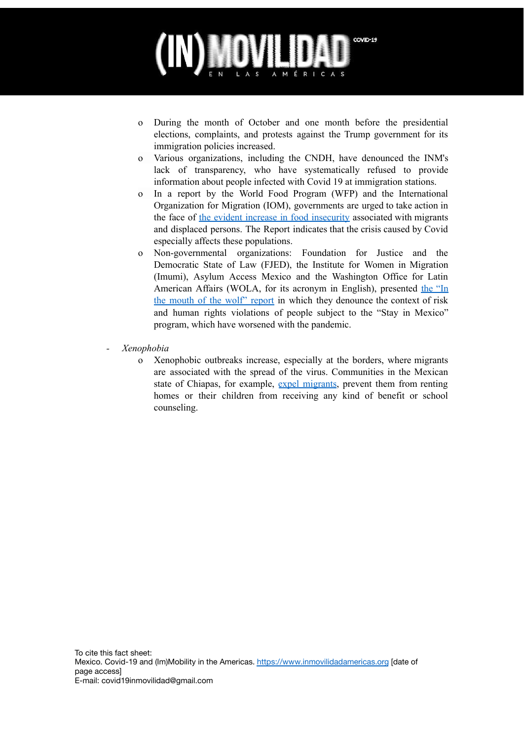- During the month of October and one month before the presidential elections, complaints, and protests against the Trump government for its immigration policies increased.
- Various organizations, including the CNDH, have denounced the INM's lack of transparency, who have systematically refused to provide information about people infected with Covid 19 at immigration stations.
- In a report by the World Food Program (WFP) and the International Organization for Migration (IOM), governments are urged to take action in the face of the evident increase in food insecurity associated with migrants and displaced persons. The Report indicates that the crisis caused by Covid especially affects these populations.
- Non-governmental organizations: Foundation for Justice and the Democratic State of Law (FJED), the Institute for Women in Migration (Imumi), Asylum Access Mexico and the Washington Office for Latin American Affairs (WOLA, for its acronym in English), presented the "In the mouth of the wolf" report in which they denounce the context of risk and human rights violations of people subject to the "Stay in Mexico" program, which have worsened with the pandemic.

- *Xenophobia*
  - Xenophobic outbreaks increase, especially at the borders, where migrants are associated with the spread of the virus. Communities in the Mexican state of Chiapas, for example, expel migrants, prevent them from renting homes or their children from receiving any kind of benefit or school counseling.

To cite this fact sheet:
Mexico. Covid-19 and (Im)Mobility in the Americas. https://www.inmovilidadamericas.org [date of page access]
E-mail: covid19inmovilidad@gmail.com